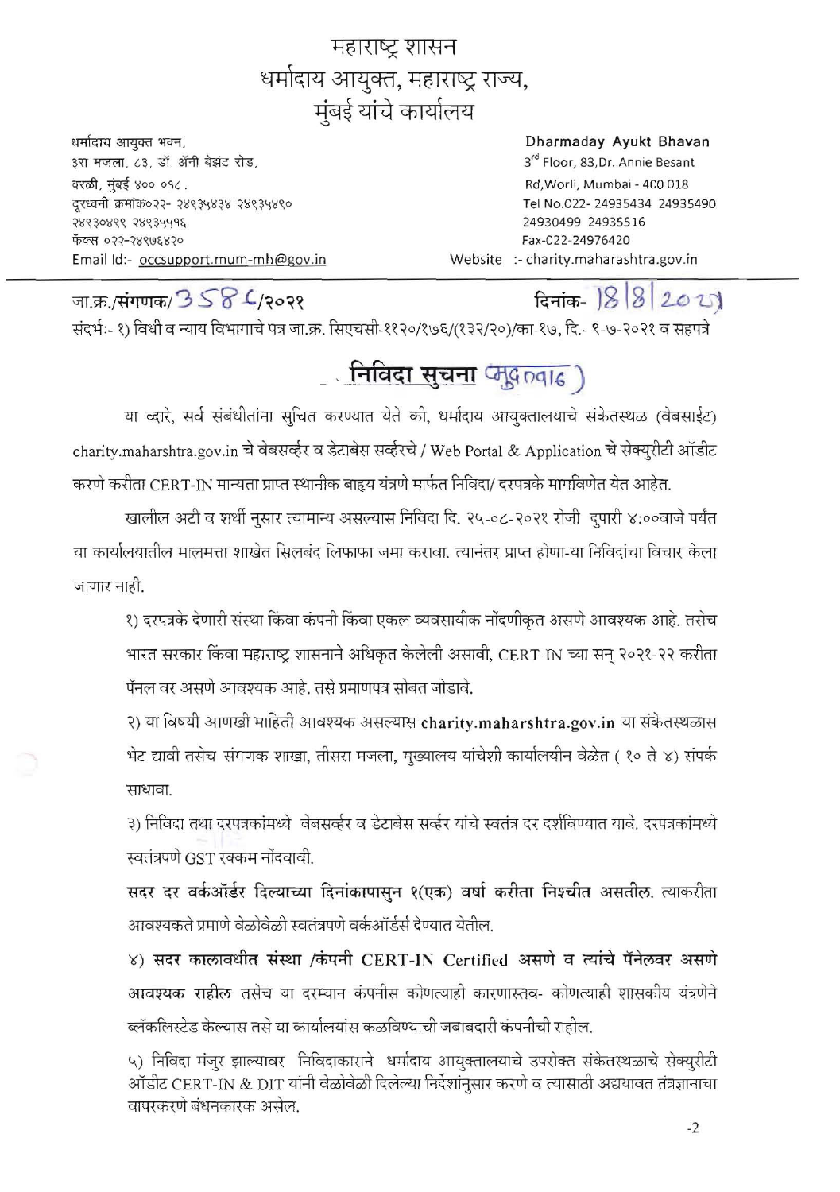# महाराष्ट्र शासन
# धर्मादाय आयुक्त, महाराष्ट्र राज्य, मुंबई यांचे कार्यालय

धर्मादाय आयुक्त भवन,
३रा मजला, ८३, डॉ. ॲनी बेझंट रोड,
वरळी, मुंबई ४०० ०१८.
दूरध्वनी क्रमांक०२२- २४९३५४३४ २४९३५४९०
२४९३०४९९ २४९३५५१६
फॅक्स ०२२-२४९७६४२०
Email Id:- occsupport.mum-mh@gov.in

Dharmaday Ayukt Bhavan
3rd Floor, 83,Dr. Annie Besant
Rd,Worli, Mumbai - 400 018
Tel No.022- 24935434 24935490
24930499 24935516
Fax-022-24976420
Website :- charity.maharashtra.gov.in

---

जा.क्र./**संगणक**/3586/२०२१ दिनांक- 18/8/2021

संदर्भ:- १) विधी व न्याय विभागाचे पत्र जा.क्र. सिएचसी-११२०/१७६/(१३२/२०)/का-१७, दि.- ९-७-२०२१ व सहपत्रे

## निविदा सुचना (मुदतवाढ)

या व्दारे, सर्व संबंधीतांना सुचित करण्यात येते की, धर्मादाय आयुक्तालयाचे संकेतस्थळ (वेबसाईट) charity.maharshtra.gov.in चे वेबसर्व्हर व डेटाबेस सर्व्हरचे / Web Portal & Application चे सेक्युरीटी ऑडीट करणे करीता CERT-IN मान्यता प्राप्त स्थानीक बाह्य यंत्रणे मार्फत निविदा/ दरपत्रके मागविणेत येत आहेत.

खालील अटी व शर्थी नुसार त्यामान्य असल्यास निविदा दि. २५-०८-२०२१ रोजी दुपारी ४:००वाजे पर्यंत या कार्यालयातील मालमत्ता शाखेत सिलबंद लिफाफा जमा करावा. त्यानंतर प्राप्त होणा-या निविदांचा विचार केला जाणार नाही.

१) दरपत्रके देणारी संस्था किंवा कंपनी किंवा एकल व्यवसायीक नोंदणीकृत असणे आवश्यक आहे. तसेच भारत सरकार किंवा महाराष्ट्र शासनाने अधिकृत केलेली असावी, CERT-IN च्या सन् २०२१-२२ करीता पॅनल वर असणे आवश्यक आहे. तसे प्रमाणपत्र सोबत जोडावे.

२) या विषयी आणखी माहिती आवश्यक असल्यास **charity.maharshtra.gov.in** या संकेतस्थळास भेट द्यावी तसेच संगणक शाखा, तीसरा मजला, मुख्यालय यांचेशी कार्यालयीन वेळेत ( १० ते ४) संपर्क साधावा.

३) निविदा तथा दरपत्रकांमध्ये वेबसर्व्हर व डेटाबेस सर्व्हर यांचे स्वतंत्र दर दर्शविण्यात यावे. दरपत्रकांमध्ये स्वतंत्रपणे GST रक्कम नोंदवावी.

**सदर दर वर्कऑर्डर दिल्याच्या दिनांकापासुन १(एक) वर्षा करीता निश्चीत असतील.** त्याकरीता आवश्यकते प्रमाणे वेळोवेळी स्वतंत्रपणे वर्कऑर्डर्स देण्यात येतील.

४) **सदर कालावधीत संस्था /कंपनी CERT-IN Certified असणे व त्यांचे पॅनेलवर असणे आवश्यक राहील** तसेच या दरम्यान कंपनीस कोणत्याही कारणास्तव- कोणत्याही शासकीय यंत्रणेने ब्लॅकलिस्टेड केल्यास तसे या कार्यालयांस कळविण्याची जबाबदारी कंपनीची राहील.

५) निविदा मंजुर झाल्यावर निविदाकाराने धर्मादाय आयुक्तालयाचे उपरोक्त संकेतस्थळाचे सेक्युरीटी ऑडीट CERT-IN & DIT यांनी वेळोवेळी दिलेल्या निर्देशांनुसार करणे व त्यासाठी अद्ययावत तंत्रज्ञानाचा वापरकरणे बंधनकारक असेल.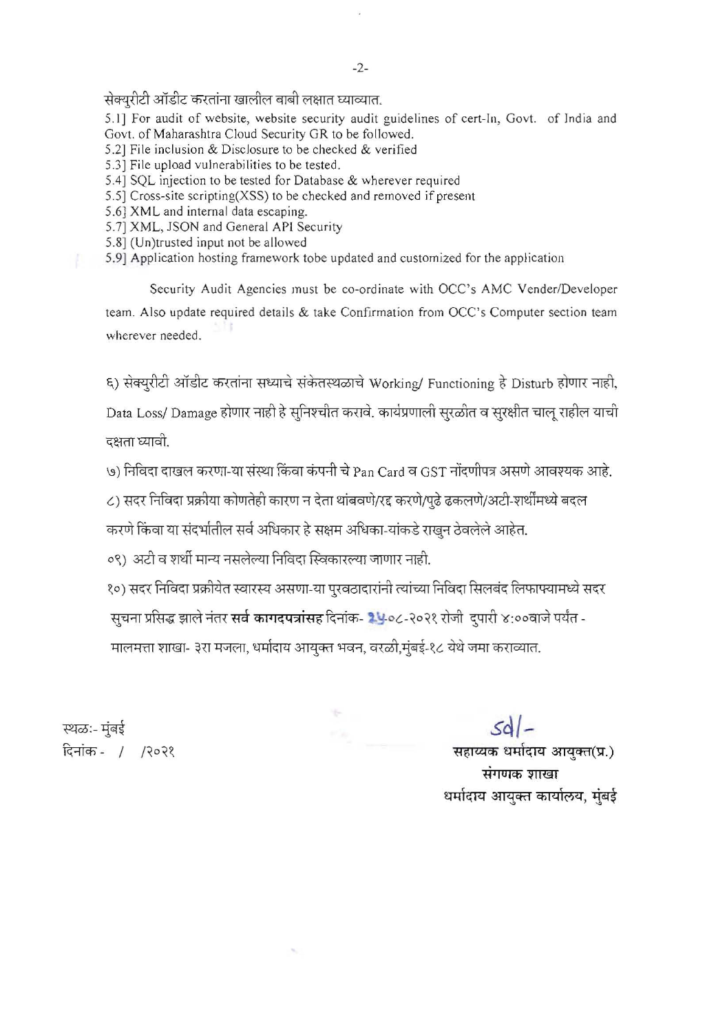सेक्युरीटी ऑडीट करतांना खालील बाबी लक्षात घ्याव्यात.

5.1] For audit of website, website security audit guidelines of cert-In, Govt. of India and Govt. of Maharashtra Cloud Security GR to be followed.
5.2] File inclusion & Disclosure to be checked & verified
5.3] File upload vulnerabilities to be tested.
5.4] SQL injection to be tested for Database & wherever required
5.5] Cross-site scripting(XSS) to be checked and removed if present
5.6] XML and internal data escaping.
5.7] XML, JSON and General API Security
5.8] (Un)trusted input not be allowed
5.9] Application hosting framework tobe updated and customized for the application

Security Audit Agencies must be co-ordinate with OCC's AMC Vender/Developer team. Also update required details & take Confirmation from OCC's Computer section team wherever needed.

६) सेक्युरीटी ऑडीट करतांना सध्याचे संकेतस्थळाचे Working/ Functioning हे Disturb होणार नाही, Data Loss/ Damage होणार नाही हे सुनिश्चीत करावे. कार्यप्रणाली सुरळीत व सुरक्षीत चालू राहील याची दक्षता घ्यावी.

७) निविदा दाखल करणा-या संस्था किंवा कंपनी चे Pan Card व GST नोंदणीपत्र असणे आवश्यक आहे.

८) सदर निविदा प्रक्रीया कोणतेही कारण न देता थांबवणे/रद्द करणे/पुढे ढकलणे/अटी-शर्थीमध्ये बदल करणे किंवा या संदर्भातील सर्व अधिकार हे सक्षम अधिका-यांकडे राखुन ठेवलेले आहेत.

०९) अटी व शर्थी मान्य नसलेल्या निविदा स्विकारल्या जाणार नाही.

१०) सदर निविदा प्रक्रीयेत स्वारस्य असणा-या पुरवठादारांनी त्यांच्या निविदा सिलबंद लिफाफ्यामध्ये सदर सुचना प्रसिद्ध झाले नंतर **सर्व कागदपत्रांसह** दिनांक- २५-०८-२०२१ रोजी दुपारी ४:००वाजे पर्यंत - मालमत्ता शाखा- ३रा मजला, धर्मादाय आयुक्त भवन, वरळी,मुंबई-१८ येथे जमा कराव्यात.

स्थळः- मुंबई
दिनांक - / /२०२१

sd/-
**सहाय्यक धर्मादाय आयुक्त(प्र.)**
**संगणक शाखा**
**धर्मादाय आयुक्त कार्यालय, मुंबई**